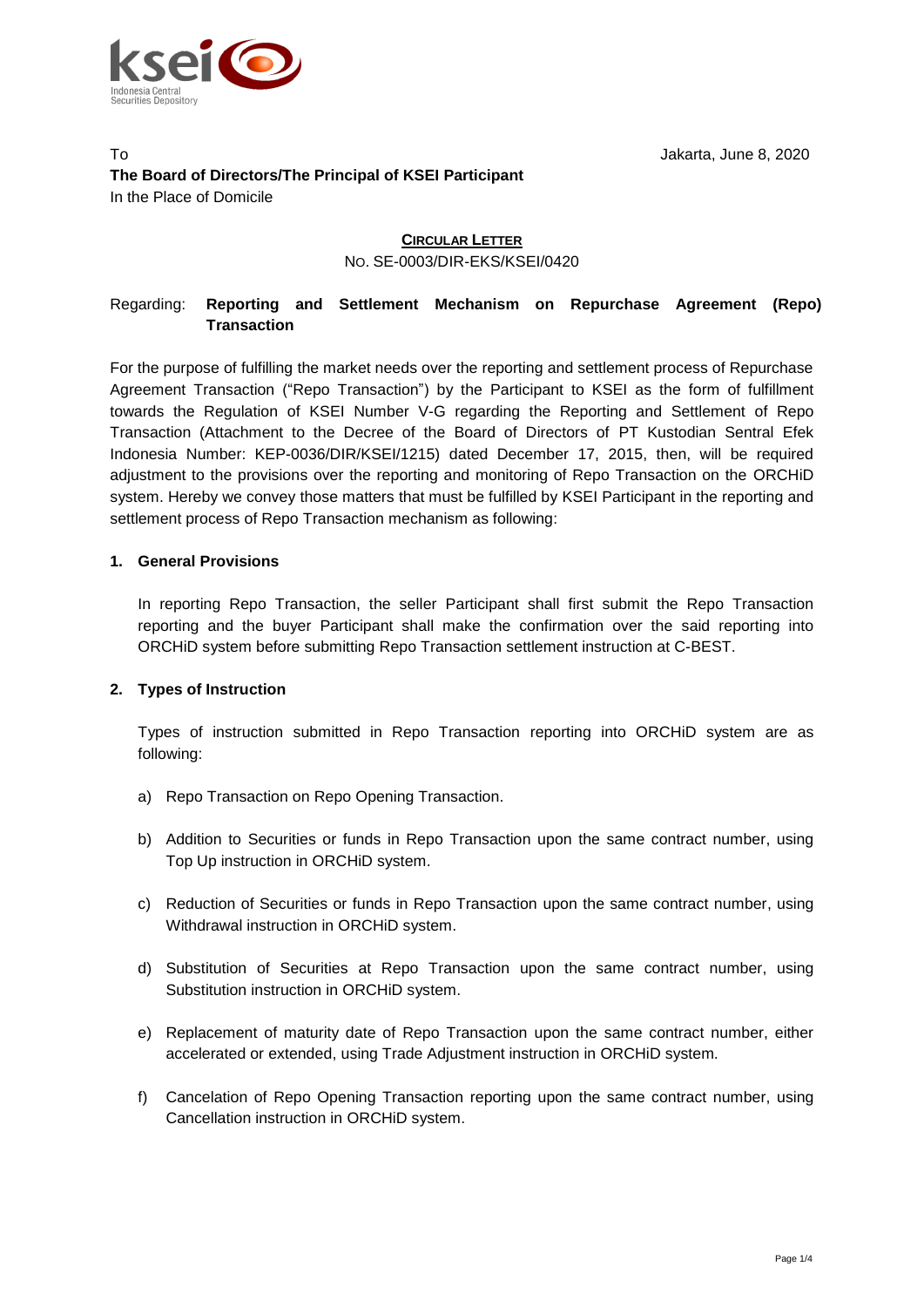To

**The Board of Directors/The Principal of KSEI Participant**
In the Place of Domicile

Jakarta, June 8, 2020

**CIRCULAR LETTER**
NO. SE-0003/DIR-EKS/KSEI/0420

Regarding: **Reporting and Settlement Mechanism on Repurchase Agreement (Repo) Transaction**

For the purpose of fulfilling the market needs over the reporting and settlement process of Repurchase Agreement Transaction ("Repo Transaction") by the Participant to KSEI as the form of fulfillment towards the Regulation of KSEI Number V-G regarding the Reporting and Settlement of Repo Transaction (Attachment to the Decree of the Board of Directors of PT Kustodian Sentral Efek Indonesia Number: KEP-0036/DIR/KSEI/1215) dated December 17, 2015, then, will be required adjustment to the provisions over the reporting and monitoring of Repo Transaction on the ORCHiD system. Hereby we convey those matters that must be fulfilled by KSEI Participant in the reporting and settlement process of Repo Transaction mechanism as following:

**1. General Provisions**

In reporting Repo Transaction, the seller Participant shall first submit the Repo Transaction reporting and the buyer Participant shall make the confirmation over the said reporting into ORCHiD system before submitting Repo Transaction settlement instruction at C-BEST.

**2. Types of Instruction**

Types of instruction submitted in Repo Transaction reporting into ORCHiD system are as following:

a) Repo Transaction on Repo Opening Transaction.

b) Addition to Securities or funds in Repo Transaction upon the same contract number, using Top Up instruction in ORCHiD system.

c) Reduction of Securities or funds in Repo Transaction upon the same contract number, using Withdrawal instruction in ORCHiD system.

d) Substitution of Securities at Repo Transaction upon the same contract number, using Substitution instruction in ORCHiD system.

e) Replacement of maturity date of Repo Transaction upon the same contract number, either accelerated or extended, using Trade Adjustment instruction in ORCHiD system.

f) Cancelation of Repo Opening Transaction reporting upon the same contract number, using Cancellation instruction in ORCHiD system.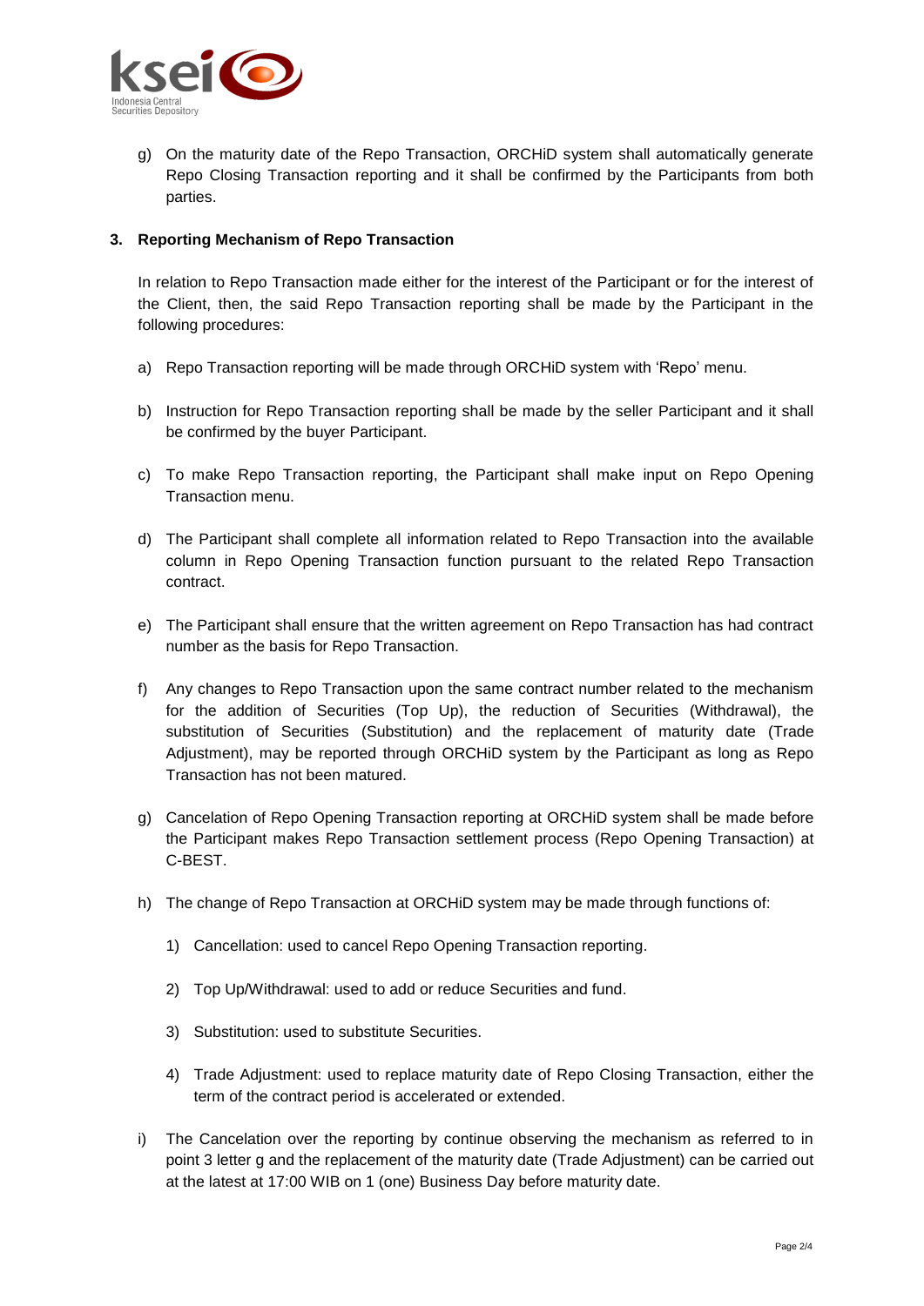g) On the maturity date of the Repo Transaction, ORCHiD system shall automatically generate Repo Closing Transaction reporting and it shall be confirmed by the Participants from both parties.

**3. Reporting Mechanism of Repo Transaction**

In relation to Repo Transaction made either for the interest of the Participant or for the interest of the Client, then, the said Repo Transaction reporting shall be made by the Participant in the following procedures:

a) Repo Transaction reporting will be made through ORCHiD system with 'Repo' menu.

b) Instruction for Repo Transaction reporting shall be made by the seller Participant and it shall be confirmed by the buyer Participant.

c) To make Repo Transaction reporting, the Participant shall make input on Repo Opening Transaction menu.

d) The Participant shall complete all information related to Repo Transaction into the available column in Repo Opening Transaction function pursuant to the related Repo Transaction contract.

e) The Participant shall ensure that the written agreement on Repo Transaction has had contract number as the basis for Repo Transaction.

f) Any changes to Repo Transaction upon the same contract number related to the mechanism for the addition of Securities (Top Up), the reduction of Securities (Withdrawal), the substitution of Securities (Substitution) and the replacement of maturity date (Trade Adjustment), may be reported through ORCHiD system by the Participant as long as Repo Transaction has not been matured.

g) Cancelation of Repo Opening Transaction reporting at ORCHiD system shall be made before the Participant makes Repo Transaction settlement process (Repo Opening Transaction) at C-BEST.

h) The change of Repo Transaction at ORCHiD system may be made through functions of:

   1) Cancellation: used to cancel Repo Opening Transaction reporting.

   2) Top Up/Withdrawal: used to add or reduce Securities and fund.

   3) Substitution: used to substitute Securities.

   4) Trade Adjustment: used to replace maturity date of Repo Closing Transaction, either the term of the contract period is accelerated or extended.

i) The Cancelation over the reporting by continue observing the mechanism as referred to in point 3 letter g and the replacement of the maturity date (Trade Adjustment) can be carried out at the latest at 17:00 WIB on 1 (one) Business Day before maturity date.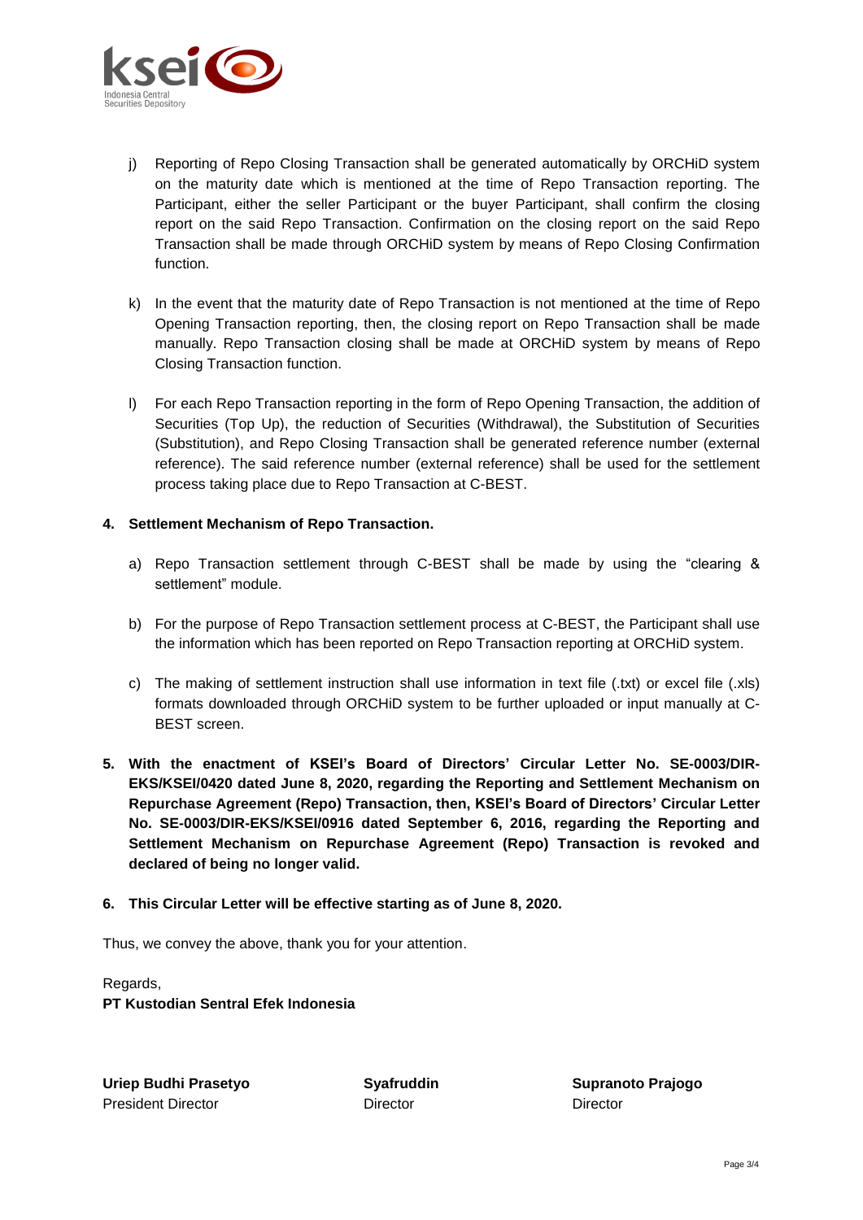j) Reporting of Repo Closing Transaction shall be generated automatically by ORCHiD system on the maturity date which is mentioned at the time of Repo Transaction reporting. The Participant, either the seller Participant or the buyer Participant, shall confirm the closing report on the said Repo Transaction. Confirmation on the closing report on the said Repo Transaction shall be made through ORCHiD system by means of Repo Closing Confirmation function.

k) In the event that the maturity date of Repo Transaction is not mentioned at the time of Repo Opening Transaction reporting, then, the closing report on Repo Transaction shall be made manually. Repo Transaction closing shall be made at ORCHiD system by means of Repo Closing Transaction function.

l) For each Repo Transaction reporting in the form of Repo Opening Transaction, the addition of Securities (Top Up), the reduction of Securities (Withdrawal), the Substitution of Securities (Substitution), and Repo Closing Transaction shall be generated reference number (external reference). The said reference number (external reference) shall be used for the settlement process taking place due to Repo Transaction at C-BEST.

**4. Settlement Mechanism of Repo Transaction.**

a) Repo Transaction settlement through C-BEST shall be made by using the "clearing & settlement" module.

b) For the purpose of Repo Transaction settlement process at C-BEST, the Participant shall use the information which has been reported on Repo Transaction reporting at ORCHiD system.

c) The making of settlement instruction shall use information in text file (.txt) or excel file (.xls) formats downloaded through ORCHiD system to be further uploaded or input manually at C-BEST screen.

**5. With the enactment of KSEI's Board of Directors' Circular Letter No. SE-0003/DIR-EKS/KSEI/0420 dated June 8, 2020, regarding the Reporting and Settlement Mechanism on Repurchase Agreement (Repo) Transaction, then, KSEI's Board of Directors' Circular Letter No. SE-0003/DIR-EKS/KSEI/0916 dated September 6, 2016, regarding the Reporting and Settlement Mechanism on Repurchase Agreement (Repo) Transaction is revoked and declared of being no longer valid.**

**6. This Circular Letter will be effective starting as of June 8, 2020.**

Thus, we convey the above, thank you for your attention.

Regards,
**PT Kustodian Sentral Efek Indonesia**

| **Uriep Budhi Prasetyo** | **Syafruddin** | **Supranoto Prajogo** |
|---|---|---|
| President Director | Director | Director |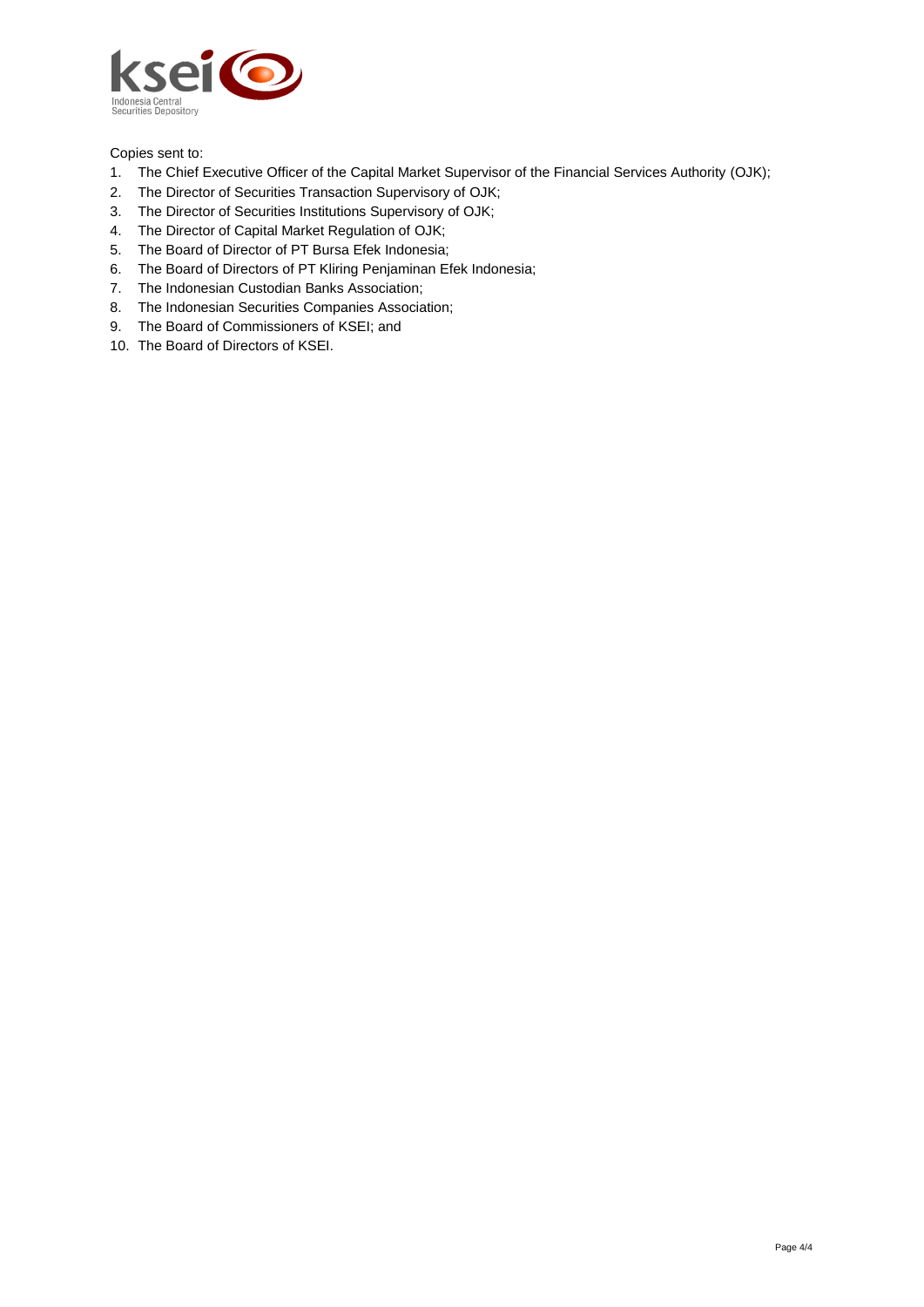Copies sent to:

1. The Chief Executive Officer of the Capital Market Supervisor of the Financial Services Authority (OJK);
2. The Director of Securities Transaction Supervisory of OJK;
3. The Director of Securities Institutions Supervisory of OJK;
4. The Director of Capital Market Regulation of OJK;
5. The Board of Director of PT Bursa Efek Indonesia;
6. The Board of Directors of PT Kliring Penjaminan Efek Indonesia;
7. The Indonesian Custodian Banks Association;
8. The Indonesian Securities Companies Association;
9. The Board of Commissioners of KSEI; and
10. The Board of Directors of KSEI.